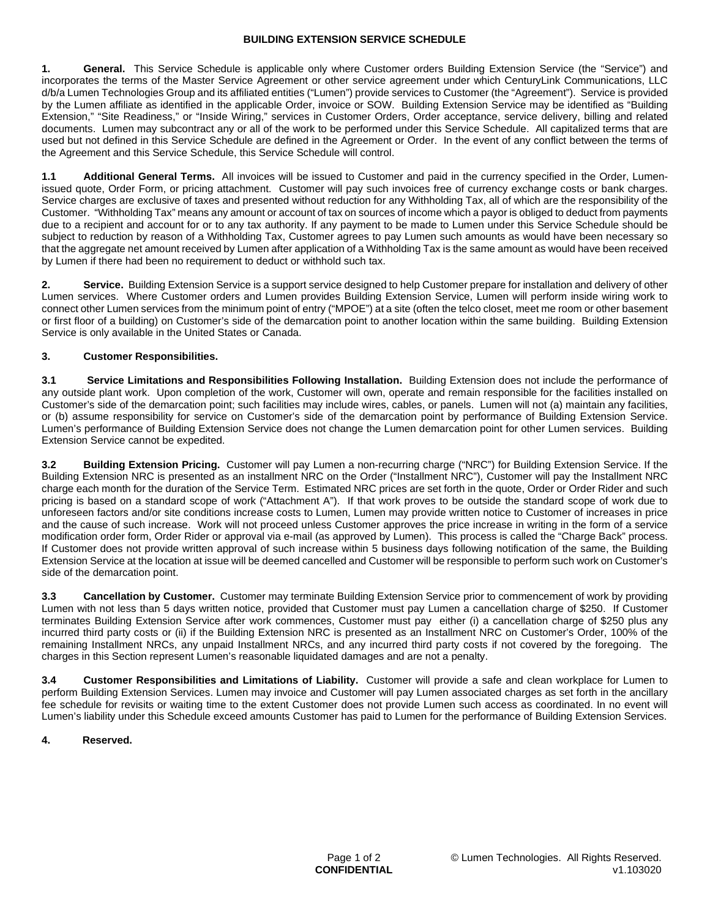# BUILDING EXTENSION SERVICE SCHEDULE

**1. General.** This Service Schedule is applicable only where Customer orders Building Extension Service (the "Service") and incorporates the terms of the Master Service Agreement or other service agreement under which CenturyLink Communications, LLC d/b/a Lumen Technologies Group and its affiliated entities ("Lumen") provide services to Customer (the "Agreement"). Service is provided by the Lumen affiliate as identified in the applicable Order, invoice or SOW. Building Extension Service may be identified as "Building Extension," "Site Readiness," or "Inside Wiring," services in Customer Orders, Order acceptance, service delivery, billing and related documents. Lumen may subcontract any or all of the work to be performed under this Service Schedule. All capitalized terms that are used but not defined in this Service Schedule are defined in the Agreement or Order. In the event of any conflict between the terms of the Agreement and this Service Schedule, this Service Schedule will control.

**1.1 Additional General Terms.** All invoices will be issued to Customer and paid in the currency specified in the Order, Lumen-issued quote, Order Form, or pricing attachment. Customer will pay such invoices free of currency exchange costs or bank charges. Service charges are exclusive of taxes and presented without reduction for any Withholding Tax, all of which are the responsibility of the Customer. "Withholding Tax" means any amount or account of tax on sources of income which a payor is obliged to deduct from payments due to a recipient and account for or to any tax authority. If any payment to be made to Lumen under this Service Schedule should be subject to reduction by reason of a Withholding Tax, Customer agrees to pay Lumen such amounts as would have been necessary so that the aggregate net amount received by Lumen after application of a Withholding Tax is the same amount as would have been received by Lumen if there had been no requirement to deduct or withhold such tax.

**2. Service.** Building Extension Service is a support service designed to help Customer prepare for installation and delivery of other Lumen services. Where Customer orders and Lumen provides Building Extension Service, Lumen will perform inside wiring work to connect other Lumen services from the minimum point of entry ("MPOE") at a site (often the telco closet, meet me room or other basement or first floor of a building) on Customer's side of the demarcation point to another location within the same building. Building Extension Service is only available in the United States or Canada.

**3. Customer Responsibilities.**

**3.1 Service Limitations and Responsibilities Following Installation.** Building Extension does not include the performance of any outside plant work. Upon completion of the work, Customer will own, operate and remain responsible for the facilities installed on Customer's side of the demarcation point; such facilities may include wires, cables, or panels. Lumen will not (a) maintain any facilities, or (b) assume responsibility for service on Customer's side of the demarcation point by performance of Building Extension Service. Lumen's performance of Building Extension Service does not change the Lumen demarcation point for other Lumen services. Building Extension Service cannot be expedited.

**3.2 Building Extension Pricing.** Customer will pay Lumen a non-recurring charge ("NRC") for Building Extension Service. If the Building Extension NRC is presented as an installment NRC on the Order ("Installment NRC"), Customer will pay the Installment NRC charge each month for the duration of the Service Term. Estimated NRC prices are set forth in the quote, Order or Order Rider and such pricing is based on a standard scope of work ("Attachment A"). If that work proves to be outside the standard scope of work due to unforeseen factors and/or site conditions increase costs to Lumen, Lumen may provide written notice to Customer of increases in price and the cause of such increase. Work will not proceed unless Customer approves the price increase in writing in the form of a service modification order form, Order Rider or approval via e-mail (as approved by Lumen). This process is called the "Charge Back" process. If Customer does not provide written approval of such increase within 5 business days following notification of the same, the Building Extension Service at the location at issue will be deemed cancelled and Customer will be responsible to perform such work on Customer's side of the demarcation point.

**3.3 Cancellation by Customer.** Customer may terminate Building Extension Service prior to commencement of work by providing Lumen with not less than 5 days written notice, provided that Customer must pay Lumen a cancellation charge of $250. If Customer terminates Building Extension Service after work commences, Customer must pay either (i) a cancellation charge of $250 plus any incurred third party costs or (ii) if the Building Extension NRC is presented as an Installment NRC on Customer's Order, 100% of the remaining Installment NRCs, any unpaid Installment NRCs, and any incurred third party costs if not covered by the foregoing. The charges in this Section represent Lumen's reasonable liquidated damages and are not a penalty.

**3.4 Customer Responsibilities and Limitations of Liability.** Customer will provide a safe and clean workplace for Lumen to perform Building Extension Services. Lumen may invoice and Customer will pay Lumen associated charges as set forth in the ancillary fee schedule for revisits or waiting time to the extent Customer does not provide Lumen such access as coordinated. In no event will Lumen's liability under this Schedule exceed amounts Customer has paid to Lumen for the performance of Building Extension Services.

**4. Reserved.**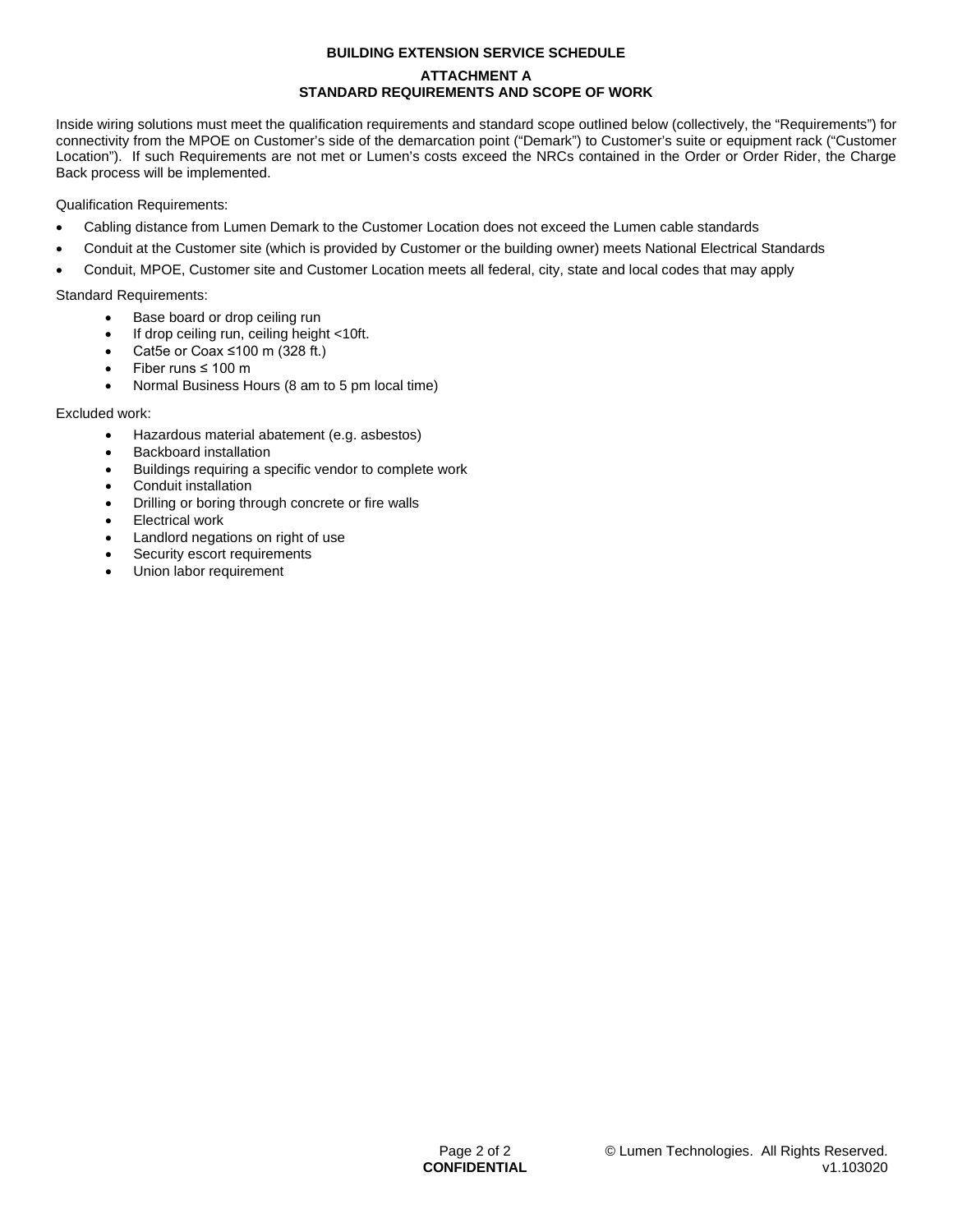**BUILDING EXTENSION SERVICE SCHEDULE**

## ATTACHMENT A
## STANDARD REQUIREMENTS AND SCOPE OF WORK

Inside wiring solutions must meet the qualification requirements and standard scope outlined below (collectively, the "Requirements") for connectivity from the MPOE on Customer's side of the demarcation point ("Demark") to Customer's suite or equipment rack ("Customer Location"). If such Requirements are not met or Lumen's costs exceed the NRCs contained in the Order or Order Rider, the Charge Back process will be implemented.

Qualification Requirements:

- Cabling distance from Lumen Demark to the Customer Location does not exceed the Lumen cable standards
- Conduit at the Customer site (which is provided by Customer or the building owner) meets National Electrical Standards
- Conduit, MPOE, Customer site and Customer Location meets all federal, city, state and local codes that may apply

Standard Requirements:

- Base board or drop ceiling run
- If drop ceiling run, ceiling height <10ft.
- Cat5e or Coax ≤100 m (328 ft.)
- Fiber runs ≤ 100 m
- Normal Business Hours (8 am to 5 pm local time)

Excluded work:

- Hazardous material abatement (e.g. asbestos)
- Backboard installation
- Buildings requiring a specific vendor to complete work
- Conduit installation
- Drilling or boring through concrete or fire walls
- Electrical work
- Landlord negations on right of use
- Security escort requirements
- Union labor requirement